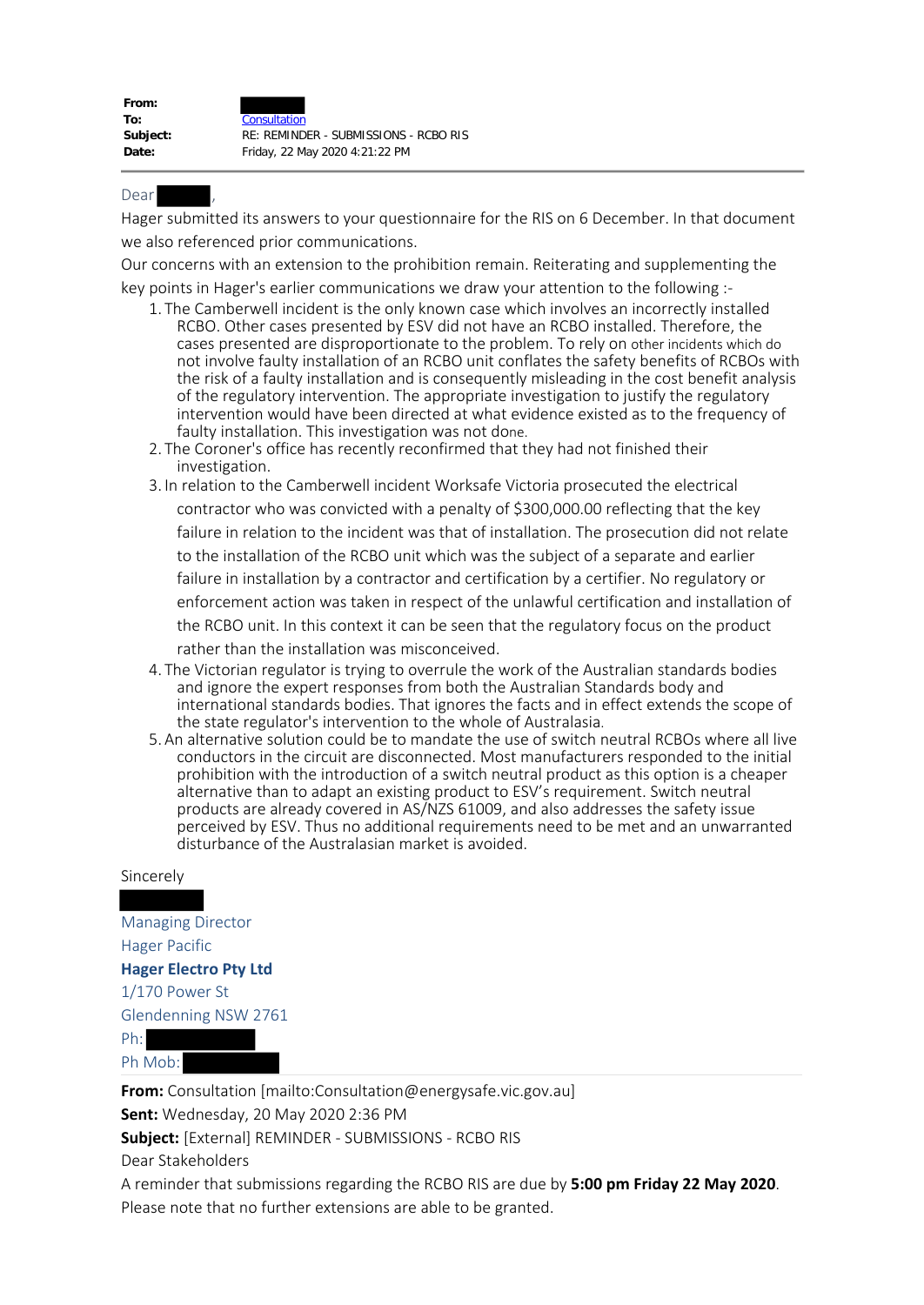| | |
|---|---|
| **From:** | |
| **To:** | Consultation |
| **Subject:** | RE: REMINDER - SUBMISSIONS - RCBO RIS |
| **Date:** | Friday, 22 May 2020 4:21:22 PM |

Dear ,

Hager submitted its answers to your questionnaire for the RIS on 6 December. In that document we also referenced prior communications.

Our concerns with an extension to the prohibition remain. Reiterating and supplementing the key points in Hager's earlier communications we draw your attention to the following :-

1. The Camberwell incident is the only known case which involves an incorrectly installed RCBO. Other cases presented by ESV did not have an RCBO installed. Therefore, the cases presented are disproportionate to the problem. To rely on other incidents which do not involve faulty installation of an RCBO unit conflates the safety benefits of RCBOs with the risk of a faulty installation and is consequently misleading in the cost benefit analysis of the regulatory intervention. The appropriate investigation to justify the regulatory intervention would have been directed at what evidence existed as to the frequency of faulty installation. This investigation was not done.
2. The Coroner's office has recently reconfirmed that they had not finished their investigation.
3. In relation to the Camberwell incident Worksafe Victoria prosecuted the electrical contractor who was convicted with a penalty of $300,000.00 reflecting that the key failure in relation to the incident was that of installation. The prosecution did not relate to the installation of the RCBO unit which was the subject of a separate and earlier failure in installation by a contractor and certification by a certifier. No regulatory or enforcement action was taken in respect of the unlawful certification and installation of the RCBO unit. In this context it can be seen that the regulatory focus on the product rather than the installation was misconceived.
4. The Victorian regulator is trying to overrule the work of the Australian standards bodies and ignore the expert responses from both the Australian Standards body and international standards bodies. That ignores the facts and in effect extends the scope of the state regulator's intervention to the whole of Australasia.
5. An alternative solution could be to mandate the use of switch neutral RCBOs where all live conductors in the circuit are disconnected. Most manufacturers responded to the initial prohibition with the introduction of a switch neutral product as this option is a cheaper alternative than to adapt an existing product to ESV's requirement. Switch neutral products are already covered in AS/NZS 61009, and also addresses the safety issue perceived by ESV. Thus no additional requirements need to be met and an unwarranted disturbance of the Australasian market is avoided.

Sincerely

Managing Director
Hager Pacific
**Hager Electro Pty Ltd**
1/170 Power St
Glendenning NSW 2761
Ph:
Ph Mob:

---

**From:** Consultation [mailto:Consultation@energysafe.vic.gov.au]
**Sent:** Wednesday, 20 May 2020 2:36 PM
**Subject:** [External] REMINDER - SUBMISSIONS - RCBO RIS

Dear Stakeholders

A reminder that submissions regarding the RCBO RIS are due by **5:00 pm Friday 22 May 2020**. Please note that no further extensions are able to be granted.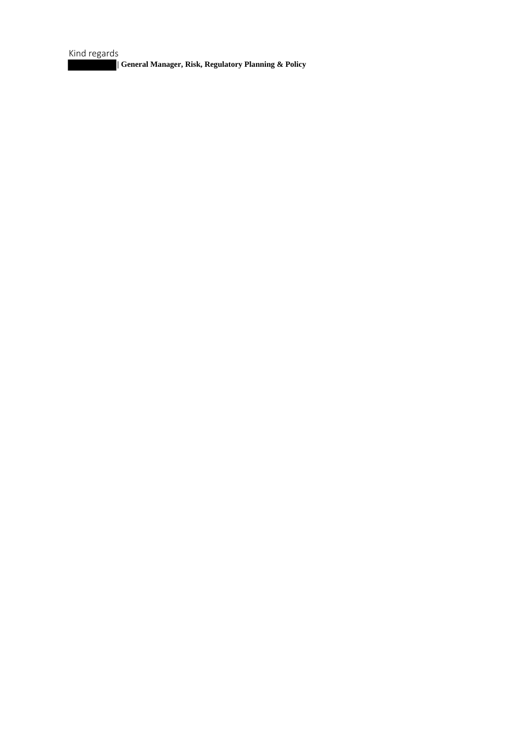Kind regards

██████████ | **General Manager, Risk, Regulatory Planning & Policy**